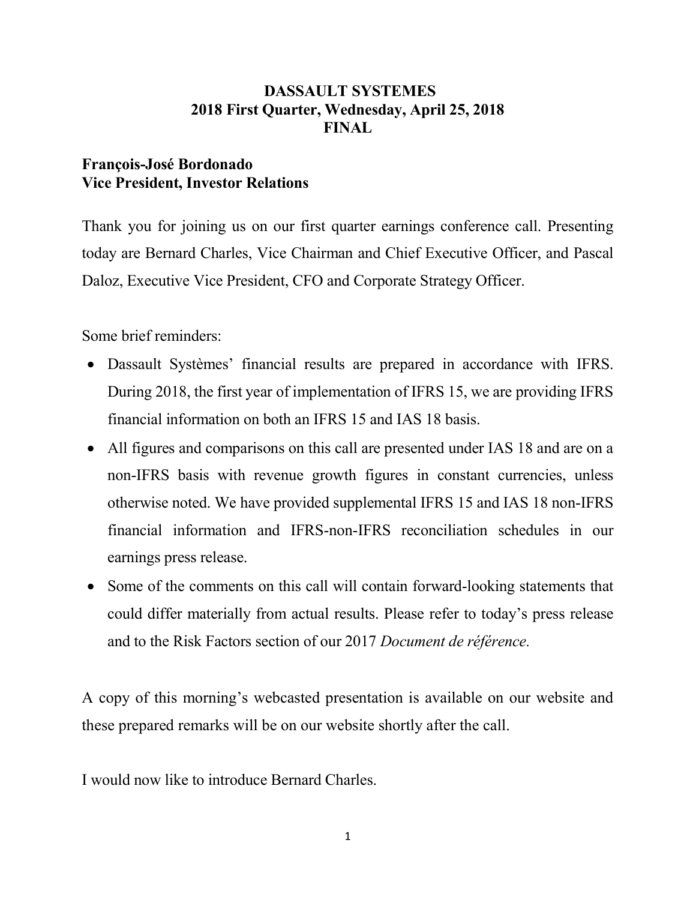# DASSAULT SYSTEMES
## 2018 First Quarter, Wednesday, April 25, 2018
## FINAL

**François-José Bordonado**
**Vice President, Investor Relations**

Thank you for joining us on our first quarter earnings conference call. Presenting today are Bernard Charles, Vice Chairman and Chief Executive Officer, and Pascal Daloz, Executive Vice President, CFO and Corporate Strategy Officer.

Some brief reminders:

- Dassault Systèmes' financial results are prepared in accordance with IFRS. During 2018, the first year of implementation of IFRS 15, we are providing IFRS financial information on both an IFRS 15 and IAS 18 basis.
- All figures and comparisons on this call are presented under IAS 18 and are on a non-IFRS basis with revenue growth figures in constant currencies, unless otherwise noted. We have provided supplemental IFRS 15 and IAS 18 non-IFRS financial information and IFRS-non-IFRS reconciliation schedules in our earnings press release.
- Some of the comments on this call will contain forward-looking statements that could differ materially from actual results. Please refer to today's press release and to the Risk Factors section of our 2017 *Document de référence.*

A copy of this morning's webcasted presentation is available on our website and these prepared remarks will be on our website shortly after the call.

I would now like to introduce Bernard Charles.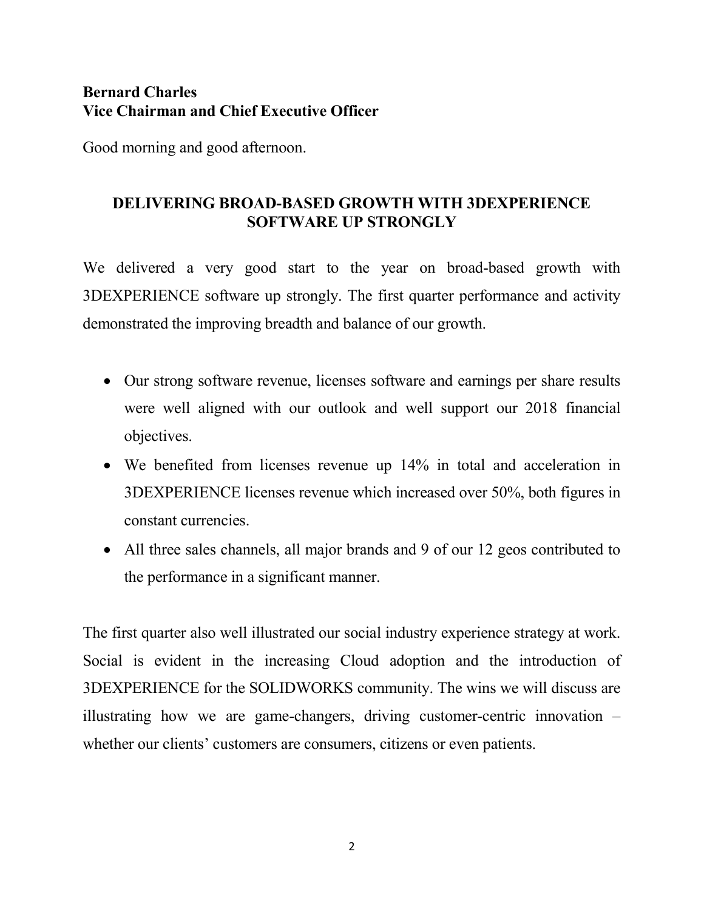**Bernard Charles**
**Vice Chairman and Chief Executive Officer**

Good morning and good afternoon.

## DELIVERING BROAD-BASED GROWTH WITH 3DEXPERIENCE SOFTWARE UP STRONGLY

We delivered a very good start to the year on broad-based growth with 3DEXPERIENCE software up strongly. The first quarter performance and activity demonstrated the improving breadth and balance of our growth.

- Our strong software revenue, licenses software and earnings per share results were well aligned with our outlook and well support our 2018 financial objectives.
- We benefited from licenses revenue up 14% in total and acceleration in 3DEXPERIENCE licenses revenue which increased over 50%, both figures in constant currencies.
- All three sales channels, all major brands and 9 of our 12 geos contributed to the performance in a significant manner.

The first quarter also well illustrated our social industry experience strategy at work. Social is evident in the increasing Cloud adoption and the introduction of 3DEXPERIENCE for the SOLIDWORKS community. The wins we will discuss are illustrating how we are game-changers, driving customer-centric innovation – whether our clients' customers are consumers, citizens or even patients.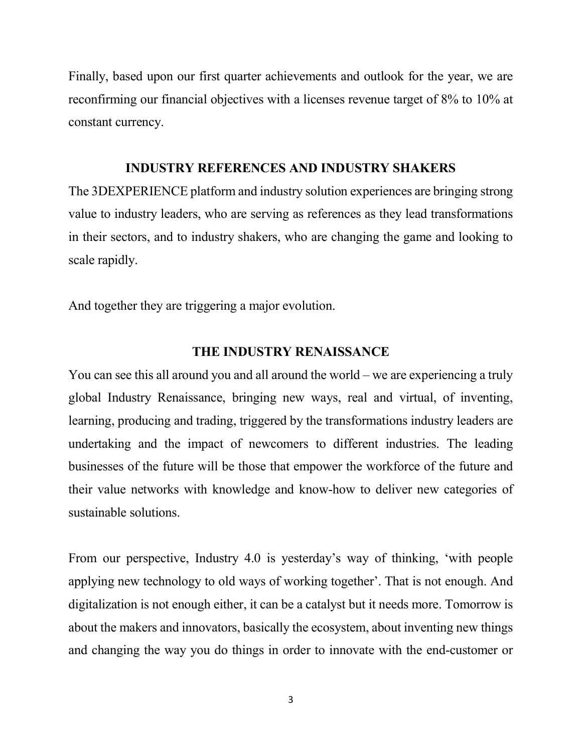Finally, based upon our first quarter achievements and outlook for the year, we are reconfirming our financial objectives with a licenses revenue target of 8% to 10% at constant currency.

## INDUSTRY REFERENCES AND INDUSTRY SHAKERS

The 3DEXPERIENCE platform and industry solution experiences are bringing strong value to industry leaders, who are serving as references as they lead transformations in their sectors, and to industry shakers, who are changing the game and looking to scale rapidly.

And together they are triggering a major evolution.

## THE INDUSTRY RENAISSANCE

You can see this all around you and all around the world – we are experiencing a truly global Industry Renaissance, bringing new ways, real and virtual, of inventing, learning, producing and trading, triggered by the transformations industry leaders are undertaking and the impact of newcomers to different industries. The leading businesses of the future will be those that empower the workforce of the future and their value networks with knowledge and know-how to deliver new categories of sustainable solutions.

From our perspective, Industry 4.0 is yesterday's way of thinking, 'with people applying new technology to old ways of working together'. That is not enough. And digitalization is not enough either, it can be a catalyst but it needs more. Tomorrow is about the makers and innovators, basically the ecosystem, about inventing new things and changing the way you do things in order to innovate with the end-customer or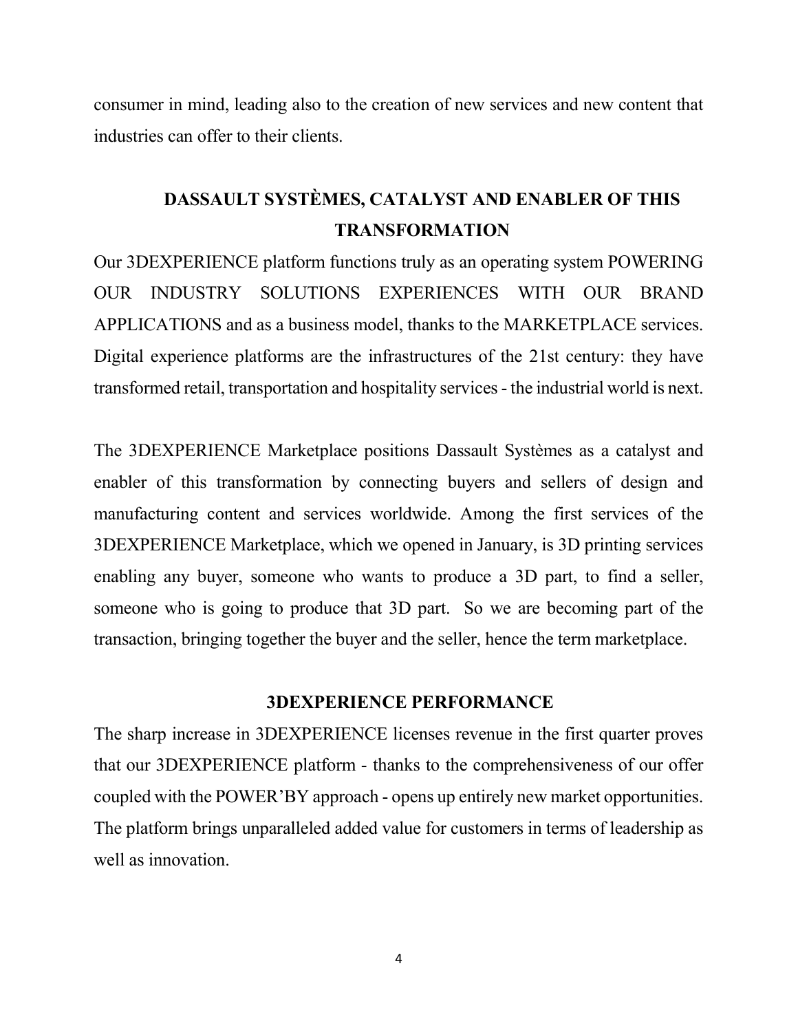consumer in mind, leading also to the creation of new services and new content that industries can offer to their clients.

## DASSAULT SYSTÈMES, CATALYST AND ENABLER OF THIS TRANSFORMATION

Our 3DEXPERIENCE platform functions truly as an operating system POWERING OUR INDUSTRY SOLUTIONS EXPERIENCES WITH OUR BRAND APPLICATIONS and as a business model, thanks to the MARKETPLACE services. Digital experience platforms are the infrastructures of the 21st century: they have transformed retail, transportation and hospitality services - the industrial world is next.

The 3DEXPERIENCE Marketplace positions Dassault Systèmes as a catalyst and enabler of this transformation by connecting buyers and sellers of design and manufacturing content and services worldwide. Among the first services of the 3DEXPERIENCE Marketplace, which we opened in January, is 3D printing services enabling any buyer, someone who wants to produce a 3D part, to find a seller, someone who is going to produce that 3D part. So we are becoming part of the transaction, bringing together the buyer and the seller, hence the term marketplace.

## 3DEXPERIENCE PERFORMANCE

The sharp increase in 3DEXPERIENCE licenses revenue in the first quarter proves that our 3DEXPERIENCE platform - thanks to the comprehensiveness of our offer coupled with the POWER'BY approach - opens up entirely new market opportunities. The platform brings unparalleled added value for customers in terms of leadership as well as innovation.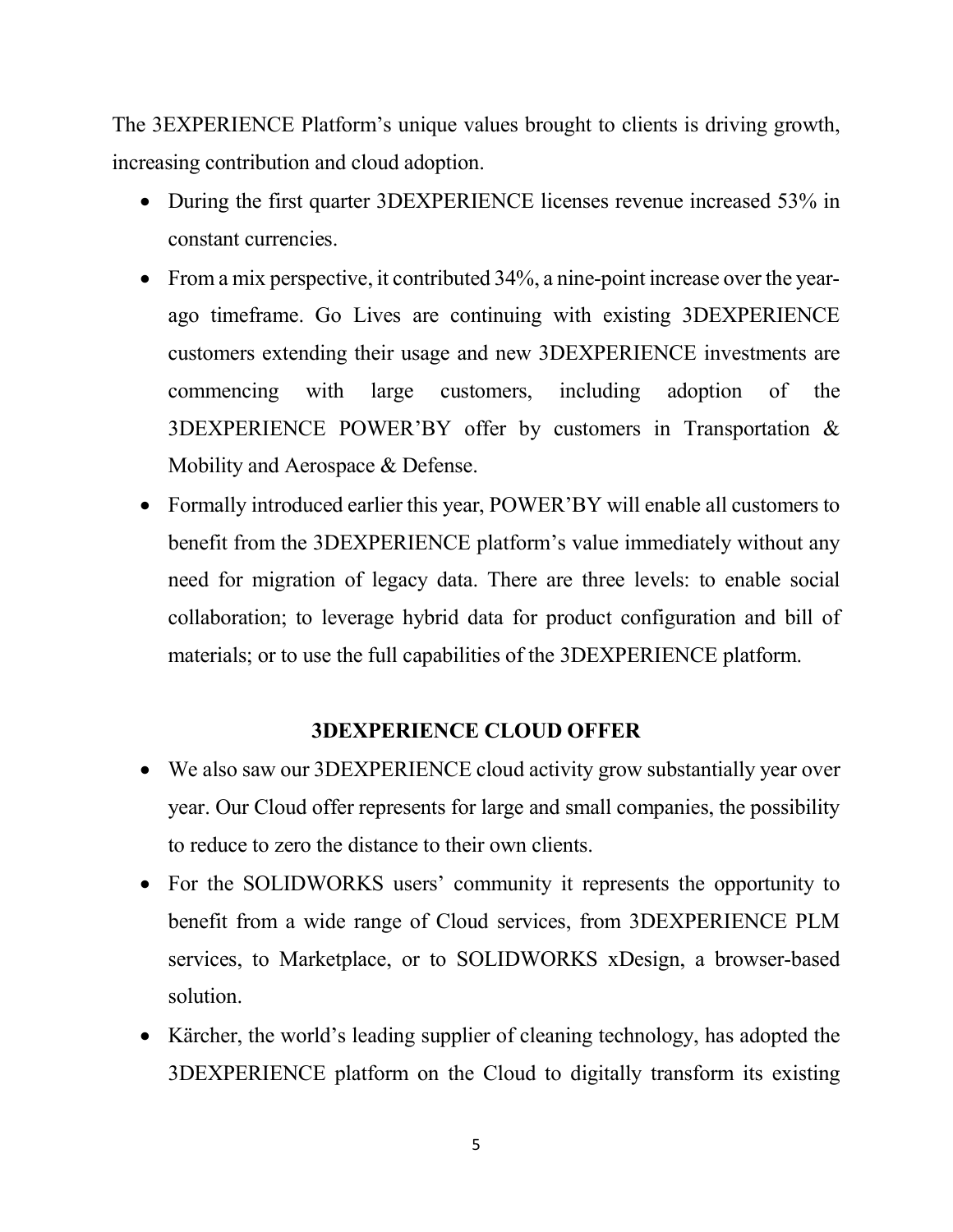The 3EXPERIENCE Platform's unique values brought to clients is driving growth, increasing contribution and cloud adoption.

- During the first quarter 3DEXPERIENCE licenses revenue increased 53% in constant currencies.
- From a mix perspective, it contributed 34%, a nine-point increase over the year-ago timeframe. Go Lives are continuing with existing 3DEXPERIENCE customers extending their usage and new 3DEXPERIENCE investments are commencing with large customers, including adoption of the 3DEXPERIENCE POWER'BY offer by customers in Transportation & Mobility and Aerospace & Defense.
- Formally introduced earlier this year, POWER'BY will enable all customers to benefit from the 3DEXPERIENCE platform's value immediately without any need for migration of legacy data. There are three levels: to enable social collaboration; to leverage hybrid data for product configuration and bill of materials; or to use the full capabilities of the 3DEXPERIENCE platform.

**3DEXPERIENCE CLOUD OFFER**

- We also saw our 3DEXPERIENCE cloud activity grow substantially year over year. Our Cloud offer represents for large and small companies, the possibility to reduce to zero the distance to their own clients.
- For the SOLIDWORKS users' community it represents the opportunity to benefit from a wide range of Cloud services, from 3DEXPERIENCE PLM services, to Marketplace, or to SOLIDWORKS xDesign, a browser-based solution.
- Kärcher, the world's leading supplier of cleaning technology, has adopted the 3DEXPERIENCE platform on the Cloud to digitally transform its existing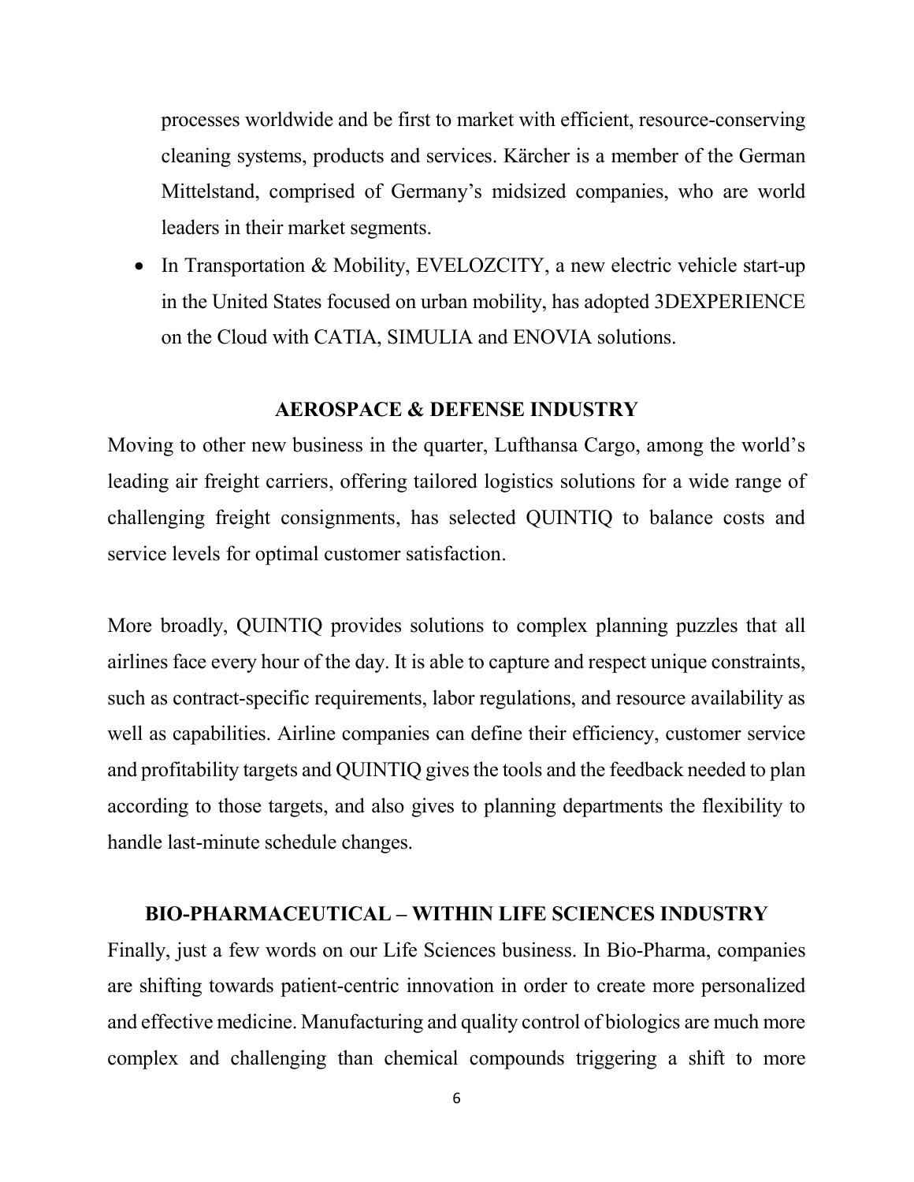processes worldwide and be first to market with efficient, resource-conserving cleaning systems, products and services. Kärcher is a member of the German Mittelstand, comprised of Germany's midsized companies, who are world leaders in their market segments.

- In Transportation & Mobility, EVELOZCITY, a new electric vehicle start-up in the United States focused on urban mobility, has adopted 3DEXPERIENCE on the Cloud with CATIA, SIMULIA and ENOVIA solutions.

## AEROSPACE & DEFENSE INDUSTRY

Moving to other new business in the quarter, Lufthansa Cargo, among the world's leading air freight carriers, offering tailored logistics solutions for a wide range of challenging freight consignments, has selected QUINTIQ to balance costs and service levels for optimal customer satisfaction.

More broadly, QUINTIQ provides solutions to complex planning puzzles that all airlines face every hour of the day. It is able to capture and respect unique constraints, such as contract-specific requirements, labor regulations, and resource availability as well as capabilities. Airline companies can define their efficiency, customer service and profitability targets and QUINTIQ gives the tools and the feedback needed to plan according to those targets, and also gives to planning departments the flexibility to handle last-minute schedule changes.

## BIO-PHARMACEUTICAL – WITHIN LIFE SCIENCES INDUSTRY

Finally, just a few words on our Life Sciences business. In Bio-Pharma, companies are shifting towards patient-centric innovation in order to create more personalized and effective medicine. Manufacturing and quality control of biologics are much more complex and challenging than chemical compounds triggering a shift to more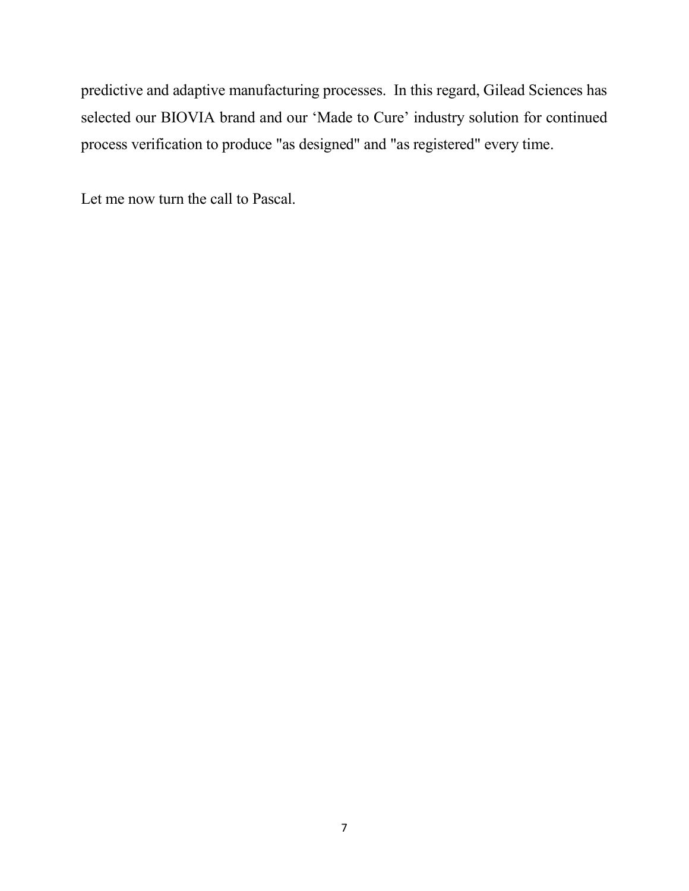predictive and adaptive manufacturing processes.  In this regard, Gilead Sciences has selected our BIOVIA brand and our 'Made to Cure' industry solution for continued process verification to produce "as designed" and "as registered" every time.

Let me now turn the call to Pascal.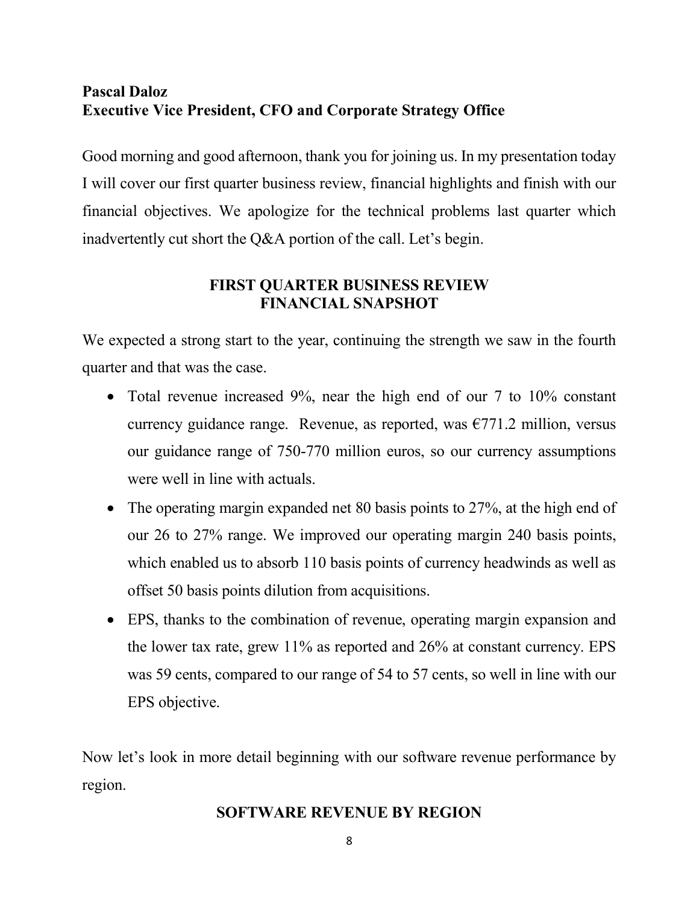**Pascal Daloz**
**Executive Vice President, CFO and Corporate Strategy Office**

Good morning and good afternoon, thank you for joining us. In my presentation today I will cover our first quarter business review, financial highlights and finish with our financial objectives. We apologize for the technical problems last quarter which inadvertently cut short the Q&A portion of the call. Let's begin.

## FIRST QUARTER BUSINESS REVIEW
## FINANCIAL SNAPSHOT

We expected a strong start to the year, continuing the strength we saw in the fourth quarter and that was the case.

- Total revenue increased 9%, near the high end of our 7 to 10% constant currency guidance range. Revenue, as reported, was €771.2 million, versus our guidance range of 750-770 million euros, so our currency assumptions were well in line with actuals.
- The operating margin expanded net 80 basis points to 27%, at the high end of our 26 to 27% range. We improved our operating margin 240 basis points, which enabled us to absorb 110 basis points of currency headwinds as well as offset 50 basis points dilution from acquisitions.
- EPS, thanks to the combination of revenue, operating margin expansion and the lower tax rate, grew 11% as reported and 26% at constant currency. EPS was 59 cents, compared to our range of 54 to 57 cents, so well in line with our EPS objective.

Now let's look in more detail beginning with our software revenue performance by region.

## SOFTWARE REVENUE BY REGION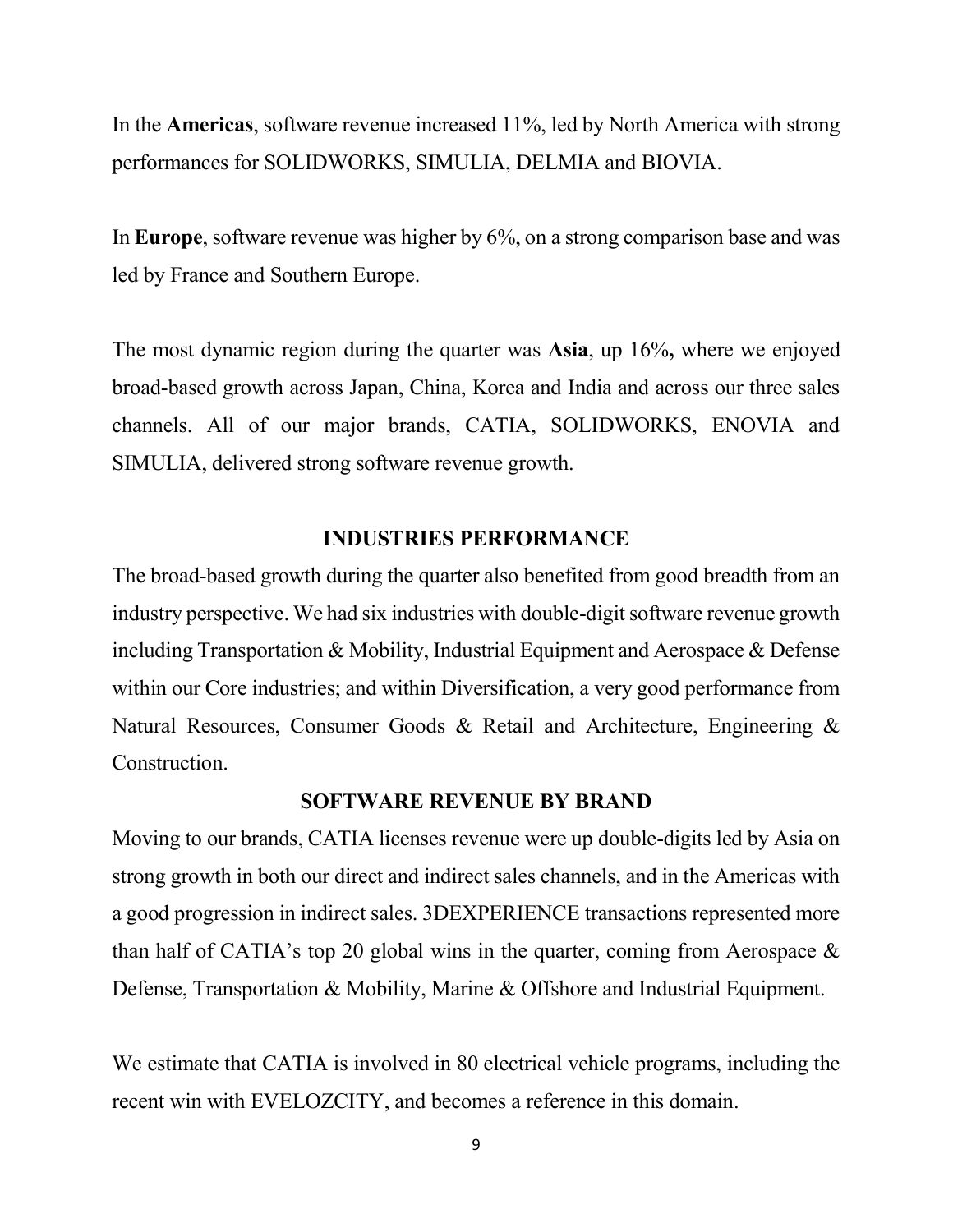In the **Americas**, software revenue increased 11%, led by North America with strong performances for SOLIDWORKS, SIMULIA, DELMIA and BIOVIA.

In **Europe**, software revenue was higher by 6%, on a strong comparison base and was led by France and Southern Europe.

The most dynamic region during the quarter was **Asia**, up 16%**,** where we enjoyed broad-based growth across Japan, China, Korea and India and across our three sales channels. All of our major brands, CATIA, SOLIDWORKS, ENOVIA and SIMULIA, delivered strong software revenue growth.

## INDUSTRIES PERFORMANCE

The broad-based growth during the quarter also benefited from good breadth from an industry perspective. We had six industries with double-digit software revenue growth including Transportation & Mobility, Industrial Equipment and Aerospace & Defense within our Core industries; and within Diversification, a very good performance from Natural Resources, Consumer Goods & Retail and Architecture, Engineering & Construction.

## SOFTWARE REVENUE BY BRAND

Moving to our brands, CATIA licenses revenue were up double-digits led by Asia on strong growth in both our direct and indirect sales channels, and in the Americas with a good progression in indirect sales. 3DEXPERIENCE transactions represented more than half of CATIA's top 20 global wins in the quarter, coming from Aerospace & Defense, Transportation & Mobility, Marine & Offshore and Industrial Equipment.

We estimate that CATIA is involved in 80 electrical vehicle programs, including the recent win with EVELOZCITY, and becomes a reference in this domain.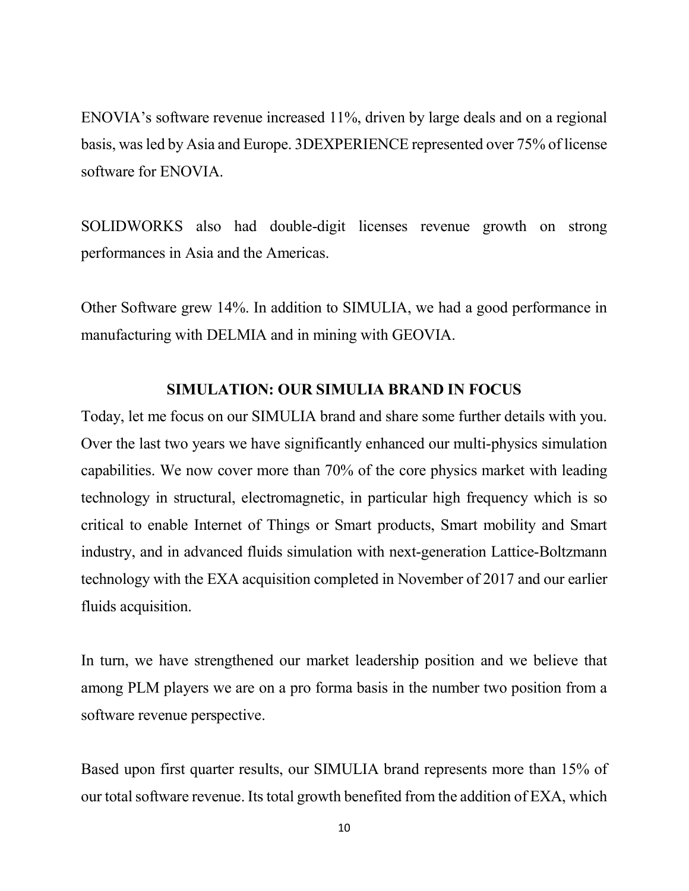ENOVIA's software revenue increased 11%, driven by large deals and on a regional basis, was led by Asia and Europe. 3DEXPERIENCE represented over 75% of license software for ENOVIA.

SOLIDWORKS also had double-digit licenses revenue growth on strong performances in Asia and the Americas.

Other Software grew 14%. In addition to SIMULIA, we had a good performance in manufacturing with DELMIA and in mining with GEOVIA.

## SIMULATION: OUR SIMULIA BRAND IN FOCUS

Today, let me focus on our SIMULIA brand and share some further details with you. Over the last two years we have significantly enhanced our multi-physics simulation capabilities. We now cover more than 70% of the core physics market with leading technology in structural, electromagnetic, in particular high frequency which is so critical to enable Internet of Things or Smart products, Smart mobility and Smart industry, and in advanced fluids simulation with next-generation Lattice-Boltzmann technology with the EXA acquisition completed in November of 2017 and our earlier fluids acquisition.

In turn, we have strengthened our market leadership position and we believe that among PLM players we are on a pro forma basis in the number two position from a software revenue perspective.

Based upon first quarter results, our SIMULIA brand represents more than 15% of our total software revenue. Its total growth benefited from the addition of EXA, which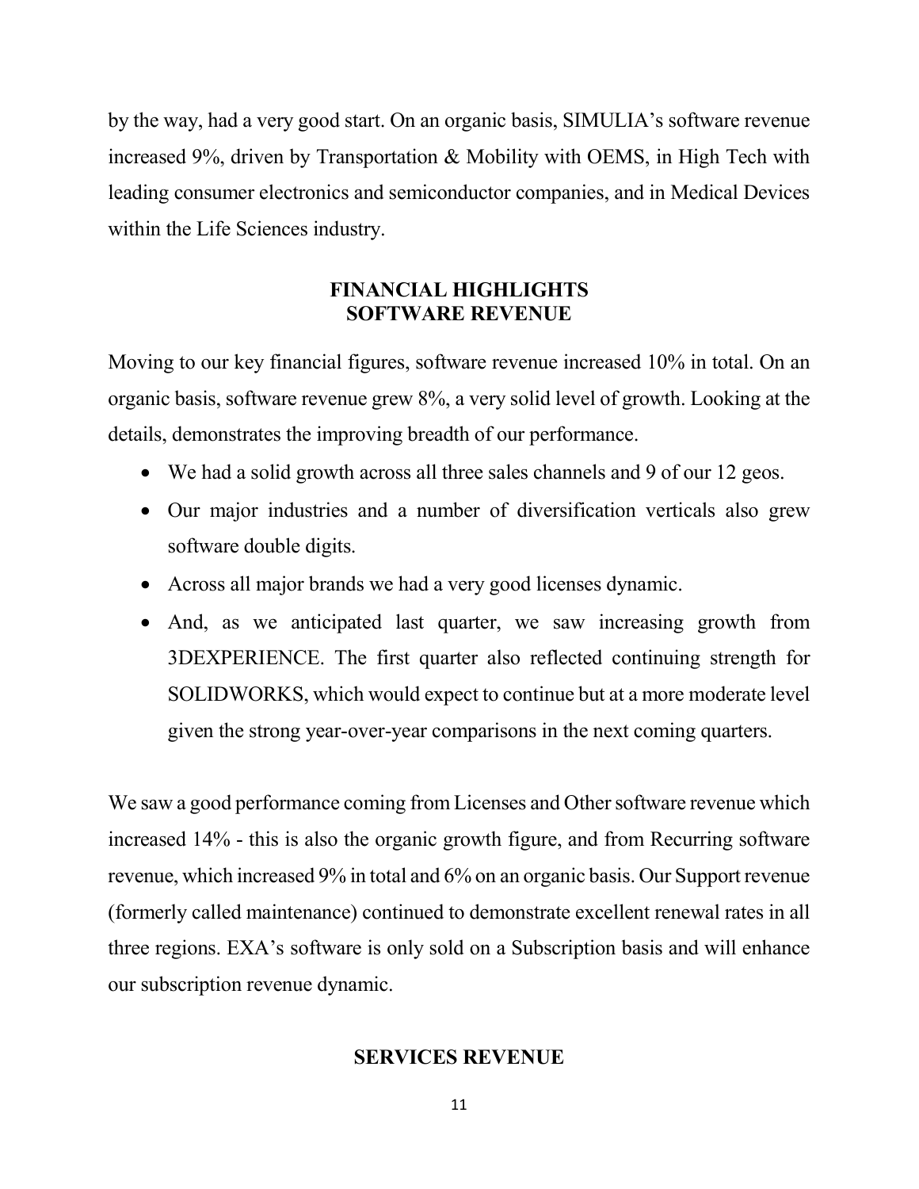by the way, had a very good start. On an organic basis, SIMULIA's software revenue increased 9%, driven by Transportation & Mobility with OEMS, in High Tech with leading consumer electronics and semiconductor companies, and in Medical Devices within the Life Sciences industry.

## FINANCIAL HIGHLIGHTS
## SOFTWARE REVENUE

Moving to our key financial figures, software revenue increased 10% in total. On an organic basis, software revenue grew 8%, a very solid level of growth. Looking at the details, demonstrates the improving breadth of our performance.

- We had a solid growth across all three sales channels and 9 of our 12 geos.
- Our major industries and a number of diversification verticals also grew software double digits.
- Across all major brands we had a very good licenses dynamic.
- And, as we anticipated last quarter, we saw increasing growth from 3DEXPERIENCE. The first quarter also reflected continuing strength for SOLIDWORKS, which would expect to continue but at a more moderate level given the strong year-over-year comparisons in the next coming quarters.

We saw a good performance coming from Licenses and Other software revenue which increased 14% - this is also the organic growth figure, and from Recurring software revenue, which increased 9% in total and 6% on an organic basis. Our Support revenue (formerly called maintenance) continued to demonstrate excellent renewal rates in all three regions. EXA's software is only sold on a Subscription basis and will enhance our subscription revenue dynamic.

## SERVICES REVENUE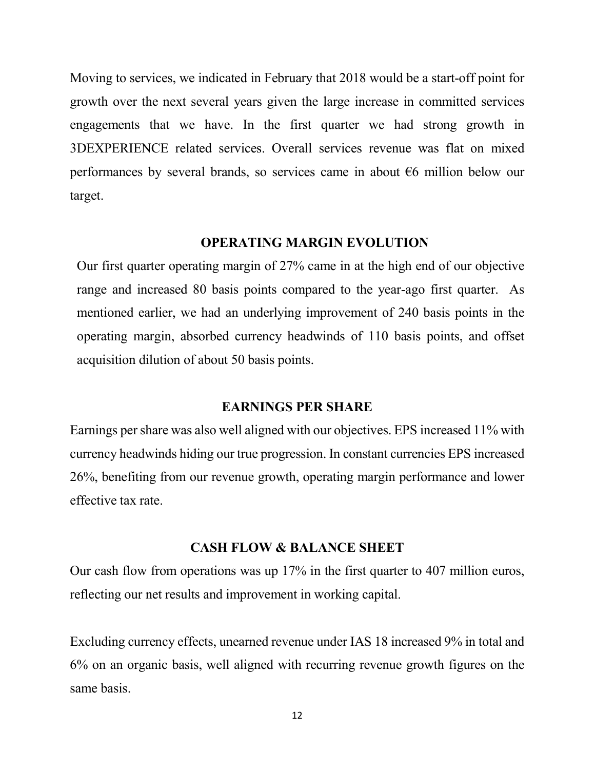Moving to services, we indicated in February that 2018 would be a start-off point for growth over the next several years given the large increase in committed services engagements that we have. In the first quarter we had strong growth in 3DEXPERIENCE related services. Overall services revenue was flat on mixed performances by several brands, so services came in about €6 million below our target.

## OPERATING MARGIN EVOLUTION

Our first quarter operating margin of 27% came in at the high end of our objective range and increased 80 basis points compared to the year-ago first quarter. As mentioned earlier, we had an underlying improvement of 240 basis points in the operating margin, absorbed currency headwinds of 110 basis points, and offset acquisition dilution of about 50 basis points.

## EARNINGS PER SHARE

Earnings per share was also well aligned with our objectives. EPS increased 11% with currency headwinds hiding our true progression. In constant currencies EPS increased 26%, benefiting from our revenue growth, operating margin performance and lower effective tax rate.

## CASH FLOW & BALANCE SHEET

Our cash flow from operations was up 17% in the first quarter to 407 million euros, reflecting our net results and improvement in working capital.

Excluding currency effects, unearned revenue under IAS 18 increased 9% in total and 6% on an organic basis, well aligned with recurring revenue growth figures on the same basis.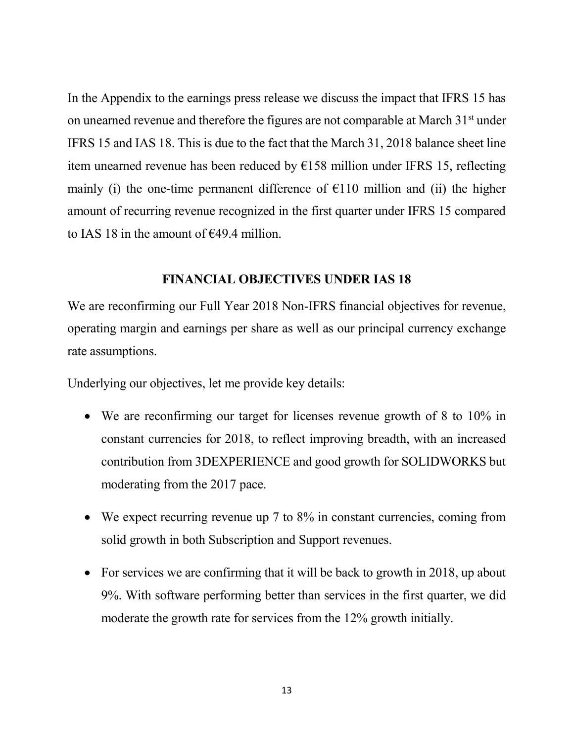In the Appendix to the earnings press release we discuss the impact that IFRS 15 has on unearned revenue and therefore the figures are not comparable at March 31st under IFRS 15 and IAS 18. This is due to the fact that the March 31, 2018 balance sheet line item unearned revenue has been reduced by €158 million under IFRS 15, reflecting mainly (i) the one-time permanent difference of €110 million and (ii) the higher amount of recurring revenue recognized in the first quarter under IFRS 15 compared to IAS 18 in the amount of €49.4 million.

## FINANCIAL OBJECTIVES UNDER IAS 18

We are reconfirming our Full Year 2018 Non-IFRS financial objectives for revenue, operating margin and earnings per share as well as our principal currency exchange rate assumptions.

Underlying our objectives, let me provide key details:

- We are reconfirming our target for licenses revenue growth of 8 to 10% in constant currencies for 2018, to reflect improving breadth, with an increased contribution from 3DEXPERIENCE and good growth for SOLIDWORKS but moderating from the 2017 pace.
- We expect recurring revenue up 7 to 8% in constant currencies, coming from solid growth in both Subscription and Support revenues.
- For services we are confirming that it will be back to growth in 2018, up about 9%. With software performing better than services in the first quarter, we did moderate the growth rate for services from the 12% growth initially.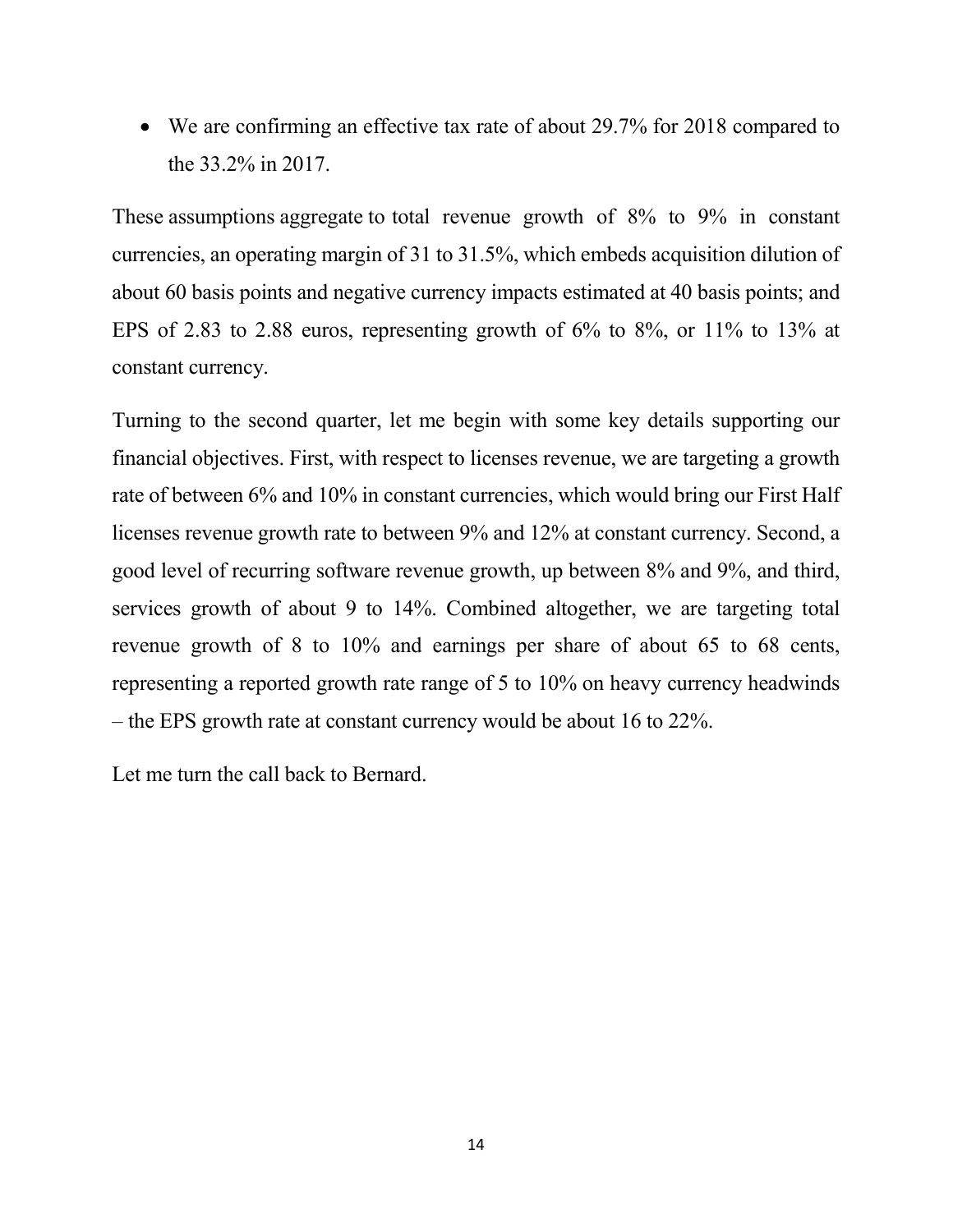- We are confirming an effective tax rate of about 29.7% for 2018 compared to the 33.2% in 2017.

These assumptions aggregate to total revenue growth of 8% to 9% in constant currencies, an operating margin of 31 to 31.5%, which embeds acquisition dilution of about 60 basis points and negative currency impacts estimated at 40 basis points; and EPS of 2.83 to 2.88 euros, representing growth of 6% to 8%, or 11% to 13% at constant currency.

Turning to the second quarter, let me begin with some key details supporting our financial objectives. First, with respect to licenses revenue, we are targeting a growth rate of between 6% and 10% in constant currencies, which would bring our First Half licenses revenue growth rate to between 9% and 12% at constant currency. Second, a good level of recurring software revenue growth, up between 8% and 9%, and third, services growth of about 9 to 14%. Combined altogether, we are targeting total revenue growth of 8 to 10% and earnings per share of about 65 to 68 cents, representing a reported growth rate range of 5 to 10% on heavy currency headwinds – the EPS growth rate at constant currency would be about 16 to 22%.

Let me turn the call back to Bernard.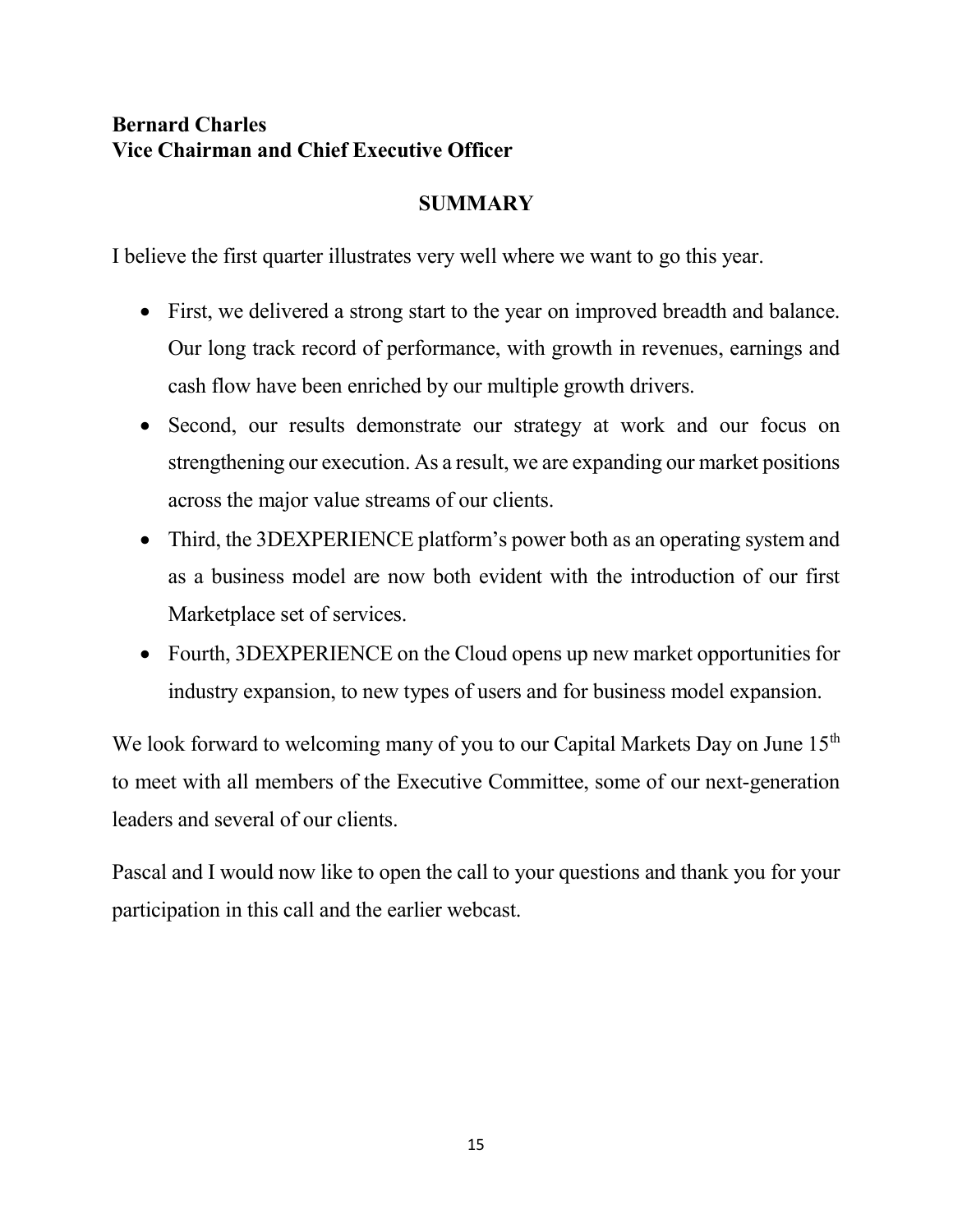**Bernard Charles**
**Vice Chairman and Chief Executive Officer**

## SUMMARY

I believe the first quarter illustrates very well where we want to go this year.

- First, we delivered a strong start to the year on improved breadth and balance. Our long track record of performance, with growth in revenues, earnings and cash flow have been enriched by our multiple growth drivers.
- Second, our results demonstrate our strategy at work and our focus on strengthening our execution. As a result, we are expanding our market positions across the major value streams of our clients.
- Third, the 3DEXPERIENCE platform's power both as an operating system and as a business model are now both evident with the introduction of our first Marketplace set of services.
- Fourth, 3DEXPERIENCE on the Cloud opens up new market opportunities for industry expansion, to new types of users and for business model expansion.

We look forward to welcoming many of you to our Capital Markets Day on June 15th to meet with all members of the Executive Committee, some of our next-generation leaders and several of our clients.

Pascal and I would now like to open the call to your questions and thank you for your participation in this call and the earlier webcast.